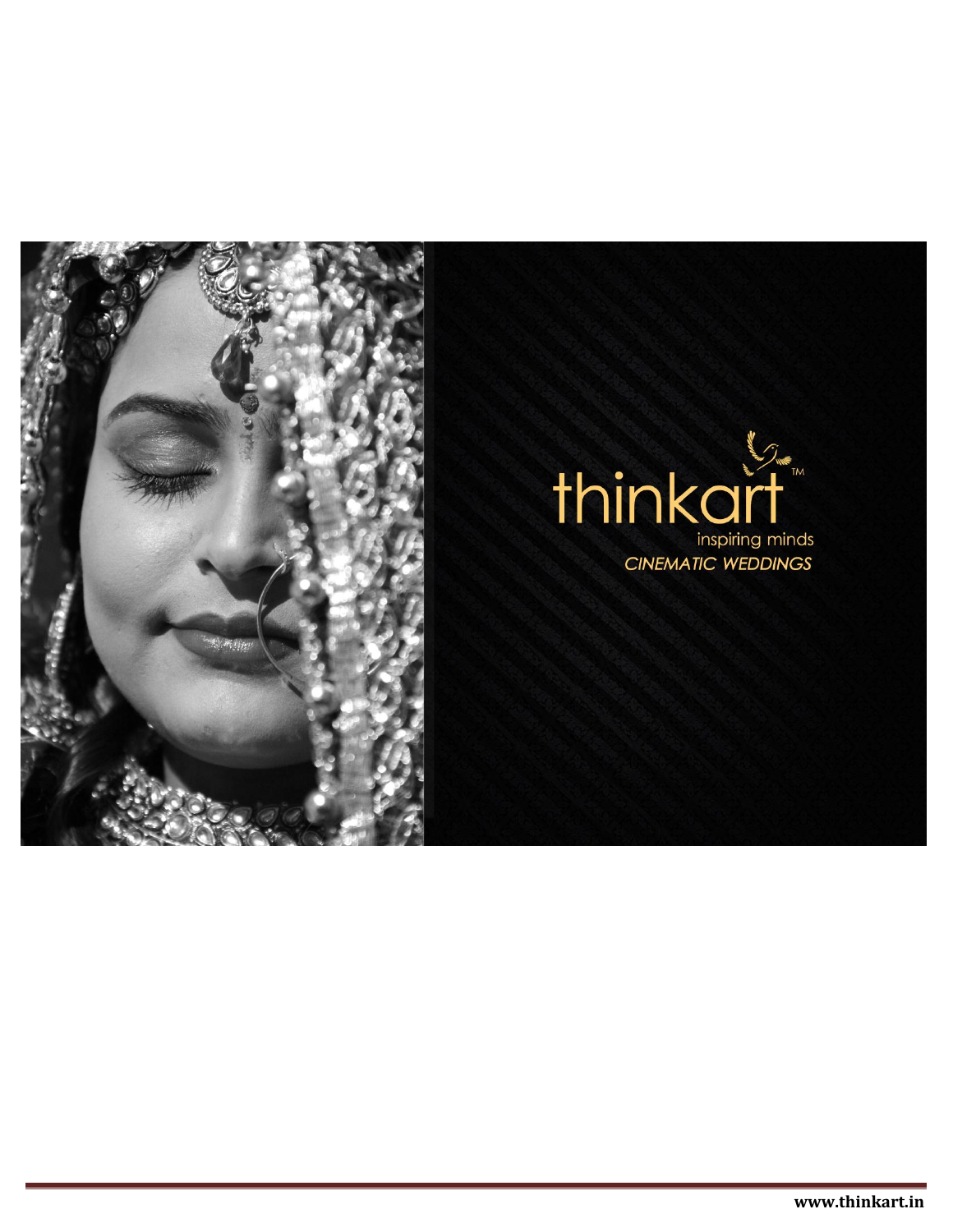thinkart™

inspiring minds

*CINEMATIC WEDDINGS*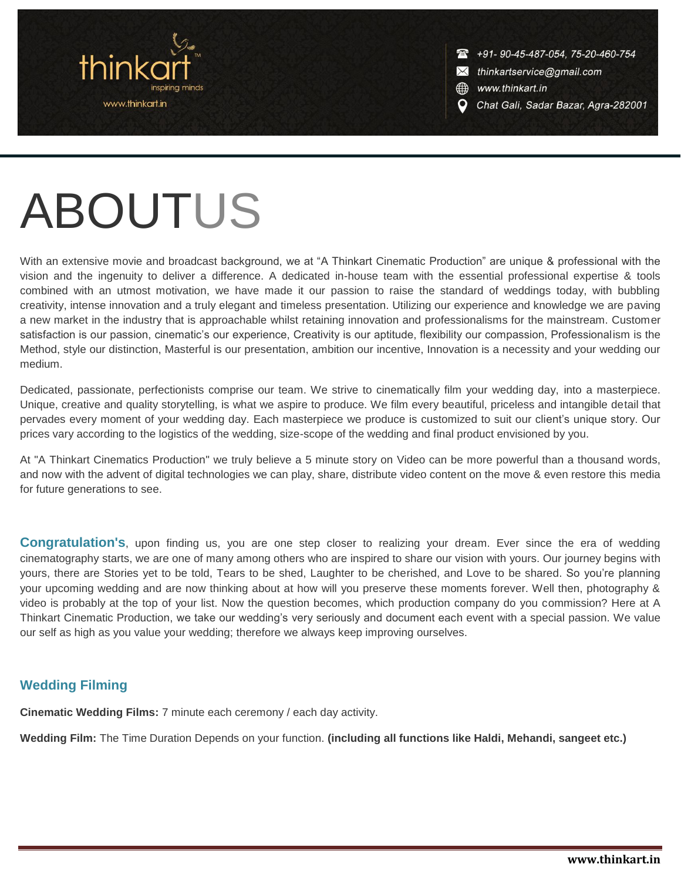# ABOUTUS

With an extensive movie and broadcast background, we at "A Thinkart Cinematic Production" are unique & professional with the vision and the ingenuity to deliver a difference. A dedicated in-house team with the essential professional expertise & tools combined with an utmost motivation, we have made it our passion to raise the standard of weddings today, with bubbling creativity, intense innovation and a truly elegant and timeless presentation. Utilizing our experience and knowledge we are paving a new market in the industry that is approachable whilst retaining innovation and professionalisms for the mainstream. Customer satisfaction is our passion, cinematic's our experience, Creativity is our aptitude, flexibility our compassion, Professionalism is the Method, style our distinction, Masterful is our presentation, ambition our incentive, Innovation is a necessity and your wedding our medium.

Dedicated, passionate, perfectionists comprise our team. We strive to cinematically film your wedding day, into a masterpiece. Unique, creative and quality storytelling, is what we aspire to produce. We film every beautiful, priceless and intangible detail that pervades every moment of your wedding day. Each masterpiece we produce is customized to suit our client's unique story. Our prices vary according to the logistics of the wedding, size-scope of the wedding and final product envisioned by you.

At "A Thinkart Cinematics Production" we truly believe a 5 minute story on Video can be more powerful than a thousand words, and now with the advent of digital technologies we can play, share, distribute video content on the move & even restore this media for future generations to see.

**Congratulation's**, upon finding us, you are one step closer to realizing your dream. Ever since the era of wedding cinematography starts, we are one of many among others who are inspired to share our vision with yours. Our journey begins with yours, there are Stories yet to be told, Tears to be shed, Laughter to be cherished, and Love to be shared. So you're planning your upcoming wedding and are now thinking about at how will you preserve these moments forever. Well then, photography & video is probably at the top of your list. Now the question becomes, which production company do you commission? Here at A Thinkart Cinematic Production, we take our wedding's very seriously and document each event with a special passion. We value our self as high as you value your wedding; therefore we always keep improving ourselves.

### Wedding Filming

**Cinematic Wedding Films:** 7 minute each ceremony / each day activity.

**Wedding Film:** The Time Duration Depends on your function. **(including all functions like Haldi, Mehandi, sangeet etc.)**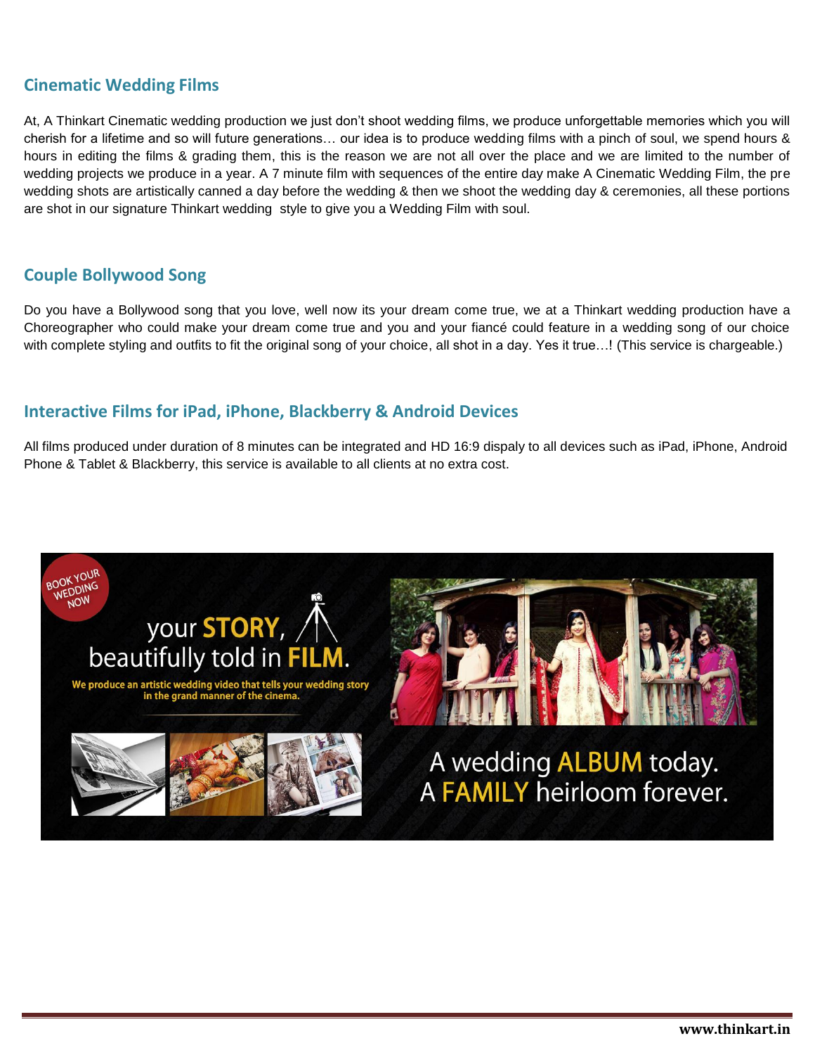## Cinematic Wedding Films

At, A Thinkart Cinematic wedding production we just don't shoot wedding films, we produce unforgettable memories which you will cherish for a lifetime and so will future generations… our idea is to produce wedding films with a pinch of soul, we spend hours & hours in editing the films & grading them, this is the reason we are not all over the place and we are limited to the number of wedding projects we produce in a year. A 7 minute film with sequences of the entire day make A Cinematic Wedding Film, the pre wedding shots are artistically canned a day before the wedding & then we shoot the wedding day & ceremonies, all these portions are shot in our signature Thinkart wedding style to give you a Wedding Film with soul.

## Couple Bollywood Song

Do you have a Bollywood song that you love, well now its your dream come true, we at a Thinkart wedding production have a Choreographer who could make your dream come true and you and your fiancé could feature in a wedding song of our choice with complete styling and outfits to fit the original song of your choice, all shot in a day. Yes it true…! (This service is chargeable.)

## Interactive Films for iPad, iPhone, Blackberry & Android Devices

All films produced under duration of 8 minutes can be integrated and HD 16:9 dispaly to all devices such as iPad, iPhone, Android Phone & Tablet & Blackberry, this service is available to all clients at no extra cost.

BOOK YOUR WEDDING NOW

your STORY, beautifully told in FILM.

We produce an artistic wedding video that tells your wedding story in the grand manner of the cinema.

A wedding ALBUM today. A FAMILY heirloom forever.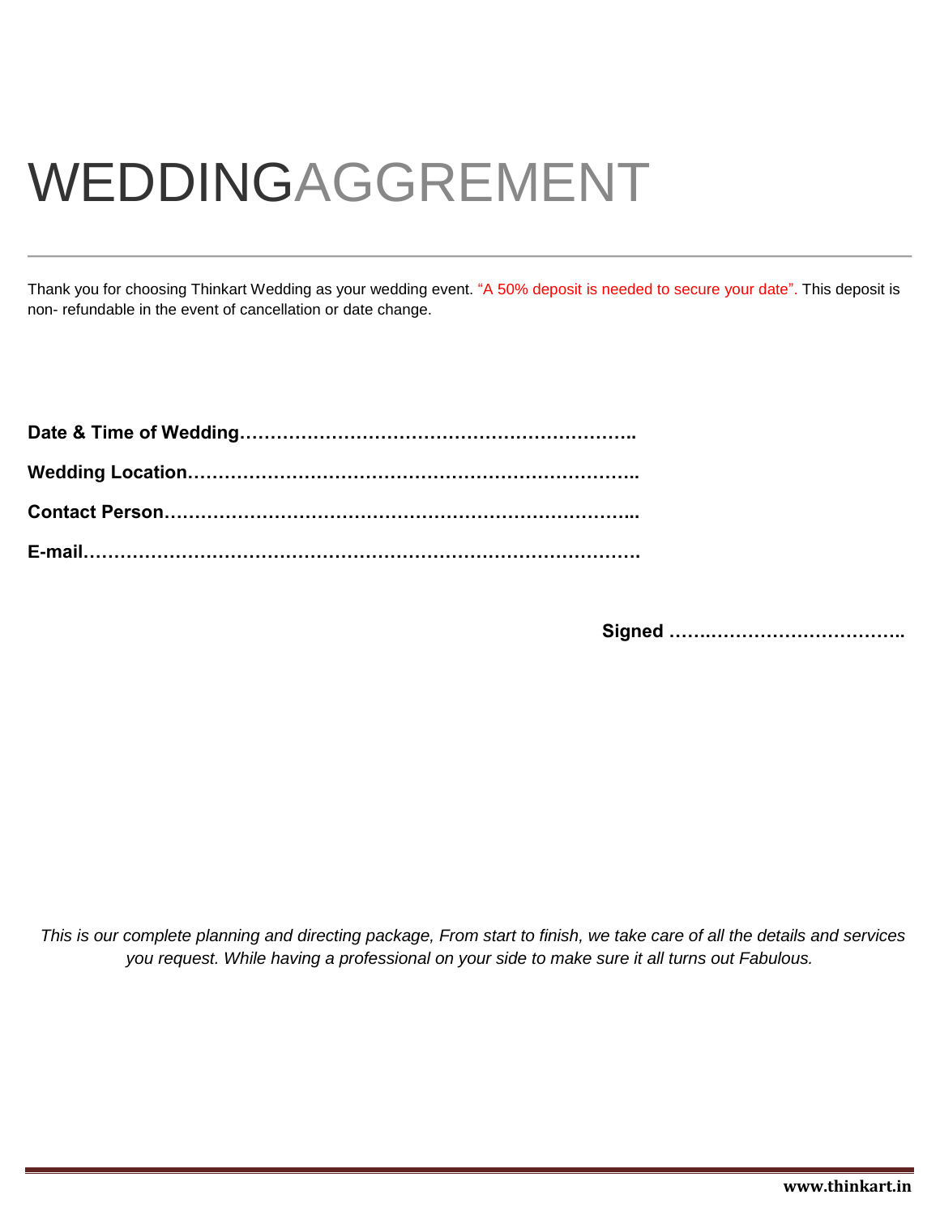# WEDDINGAGGREMENT

Thank you for choosing Thinkart Wedding as your wedding event. "A 50% deposit is needed to secure your date". This deposit is non- refundable in the event of cancellation or date change.

**Date & Time of Wedding………………………………………………………..**

**Wedding Location………………………………………………………………..**

**Contact Person…………………………………………………………………...**

**E-mail…………………………………………………………………………….**

**Signed ……..……………………………..**

*This is our complete planning and directing package, From start to finish, we take care of all the details and services you request. While having a professional on your side to make sure it all turns out Fabulous.*

**www.thinkart.in**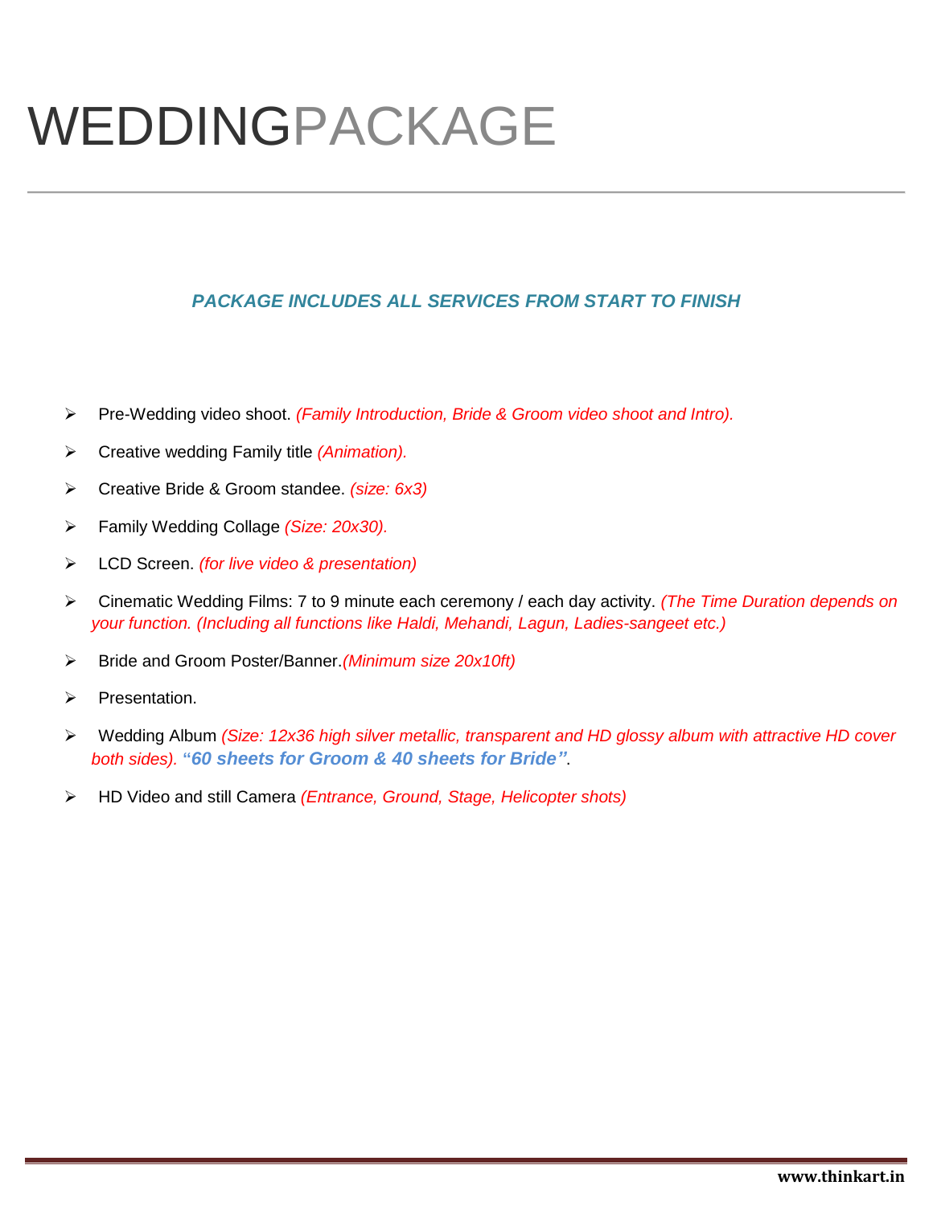# WEDDINGPACKAGE

***PACKAGE INCLUDES ALL SERVICES FROM START TO FINISH***

- Pre-Wedding video shoot. *(Family Introduction, Bride & Groom video shoot and Intro).*
- Creative wedding Family title *(Animation).*
- Creative Bride & Groom standee. *(size: 6x3)*
- Family Wedding Collage *(Size: 20x30).*
- LCD Screen. *(for live video & presentation)*
- Cinematic Wedding Films: 7 to 9 minute each ceremony / each day activity. *(The Time Duration depends on your function. (Including all functions like Haldi, Mehandi, Lagun, Ladies-sangeet etc.)*
- Bride and Groom Poster/Banner.*(Minimum size 20x10ft)*
- Presentation.
- Wedding Album *(Size: 12x36 high silver metallic, transparent and HD glossy album with attractive HD cover both sides).* ***"60 sheets for Groom & 40 sheets for Bride"***.
- HD Video and still Camera *(Entrance, Ground, Stage, Helicopter shots)*

**www.thinkart.in**